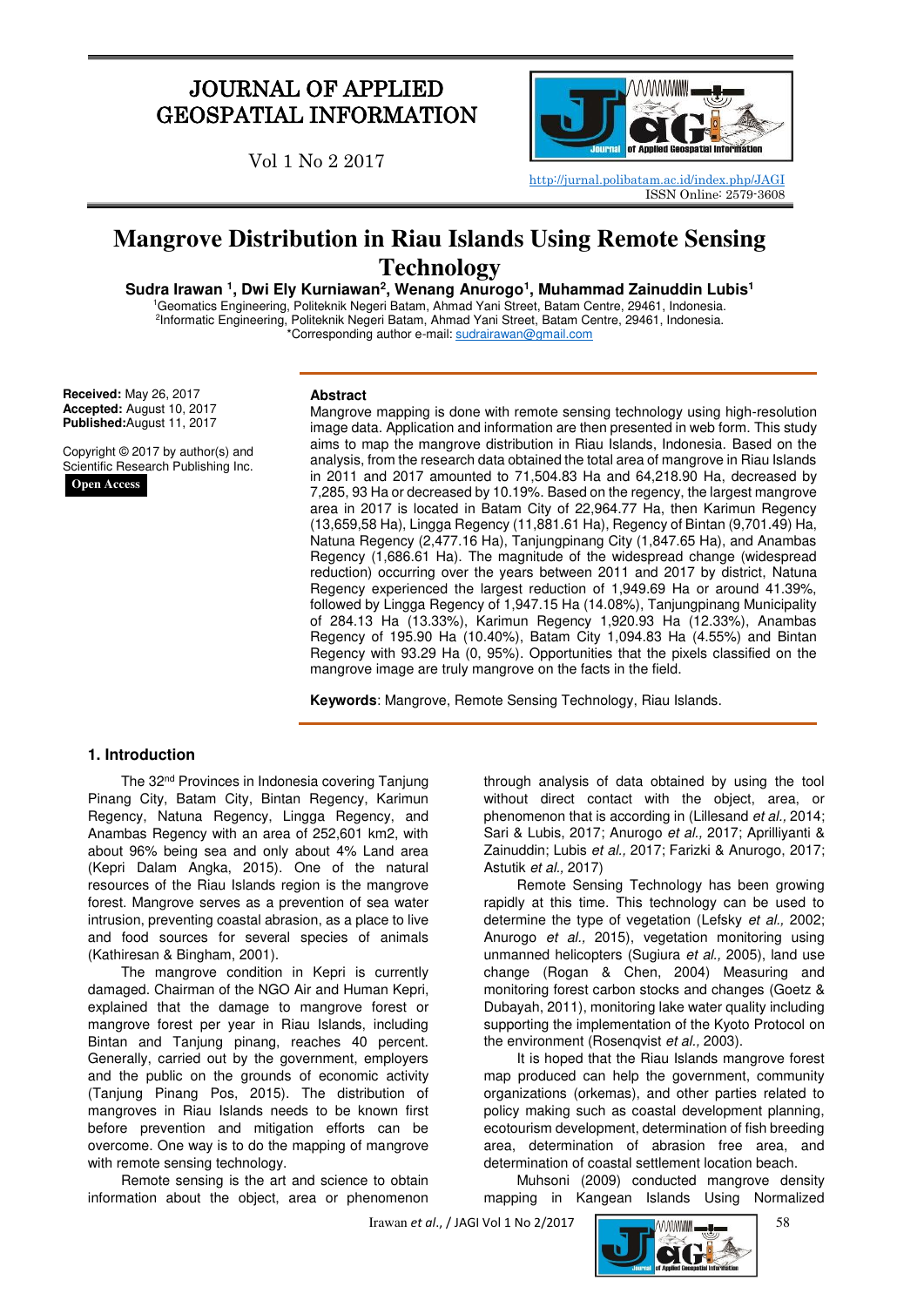# JOURNAL OF APPLIED GEOSPATIAL INFORMATION

Vol 1 No 2 2017

http://jurnal.polibatam.ac.id/index.php/JAGI
ISSN Online: 2579-3608

# Mangrove Distribution in Riau Islands Using Remote Sensing Technology

**Sudra Irawan [1], Dwi Ely Kurniawan[2], Wenang Anurogo[1], Muhammad Zainuddin Lubis[1]**

[1]Geomatics Engineering, Politeknik Negeri Batam, Ahmad Yani Street, Batam Centre, 29461, Indonesia.
[2]Informatic Engineering, Politeknik Negeri Batam, Ahmad Yani Street, Batam Centre, 29461, Indonesia.
*Corresponding author e-mail: sudrairawan@gmail.com

**Received:** May 26, 2017
**Accepted:** August 10, 2017
**Published:** August 11, 2017

Copyright © 2017 by author(s) and Scientific Research Publishing Inc.

**Open Access**

## Abstract

Mangrove mapping is done with remote sensing technology using high-resolution image data. Application and information are then presented in web form. This study aims to map the mangrove distribution in Riau Islands, Indonesia. Based on the analysis, from the research data obtained the total area of mangrove in Riau Islands in 2011 and 2017 amounted to 71,504.83 Ha and 64,218.90 Ha, decreased by 7,285, 93 Ha or decreased by 10.19%. Based on the regency, the largest mangrove area in 2017 is located in Batam City of 22,964.77 Ha, then Karimun Regency (13,659,58 Ha), Lingga Regency (11,881.61 Ha), Regency of Bintan (9,701.49) Ha, Natuna Regency (2,477.16 Ha), Tanjungpinang City (1,847.65 Ha), and Anambas Regency (1,686.61 Ha). The magnitude of the widespread change (widespread reduction) occurring over the years between 2011 and 2017 by district, Natuna Regency experienced the largest reduction of 1,949.69 Ha or around 41.39%, followed by Lingga Regency of 1,947.15 Ha (14.08%), Tanjungpinang Municipality of 284.13 Ha (13.33%), Karimun Regency 1,920.93 Ha (12.33%), Anambas Regency of 195.90 Ha (10.40%), Batam City 1,094.83 Ha (4.55%) and Bintan Regency with 93.29 Ha (0, 95%). Opportunities that the pixels classified on the mangrove image are truly mangrove on the facts in the field.

**Keywords**: Mangrove, Remote Sensing Technology, Riau Islands.

## 1. Introduction

The 32nd Provinces in Indonesia covering Tanjung Pinang City, Batam City, Bintan Regency, Karimun Regency, Natuna Regency, Lingga Regency, and Anambas Regency with an area of 252,601 km2, with about 96% being sea and only about 4% Land area (Kepri Dalam Angka, 2015). One of the natural resources of the Riau Islands region is the mangrove forest. Mangrove serves as a prevention of sea water intrusion, preventing coastal abrasion, as a place to live and food sources for several species of animals (Kathiresan & Bingham, 2001).

The mangrove condition in Kepri is currently damaged. Chairman of the NGO Air and Human Kepri, explained that the damage to mangrove forest or mangrove forest per year in Riau Islands, including Bintan and Tanjung pinang, reaches 40 percent. Generally, carried out by the government, employers and the public on the grounds of economic activity (Tanjung Pinang Pos, 2015). The distribution of mangroves in Riau Islands needs to be known first before prevention and mitigation efforts can be overcome. One way is to do the mapping of mangrove with remote sensing technology.

Remote sensing is the art and science to obtain information about the object, area or phenomenon through analysis of data obtained by using the tool without direct contact with the object, area, or phenomenon that is according in (Lillesand *et al.,* 2014; Sari & Lubis, 2017; Anurogo *et al.,* 2017; Aprilliyanti & Zainuddin; Lubis *et al.,* 2017; Farizki & Anurogo, 2017; Astutik *et al.,* 2017)

Remote Sensing Technology has been growing rapidly at this time. This technology can be used to determine the type of vegetation (Lefsky *et al.,* 2002; Anurogo *et al.,* 2015), vegetation monitoring using unmanned helicopters (Sugiura *et al.,* 2005), land use change (Rogan & Chen, 2004) Measuring and monitoring forest carbon stocks and changes (Goetz & Dubayah, 2011), monitoring lake water quality including supporting the implementation of the Kyoto Protocol on the environment (Rosenqvist *et al.,* 2003).

It is hoped that the Riau Islands mangrove forest map produced can help the government, community organizations (orkemas), and other parties related to policy making such as coastal development planning, ecotourism development, determination of fish breeding area, determination of abrasion free area, and determination of coastal settlement location beach.

Muhsoni (2009) conducted mangrove density mapping in Kangean Islands Using Normalized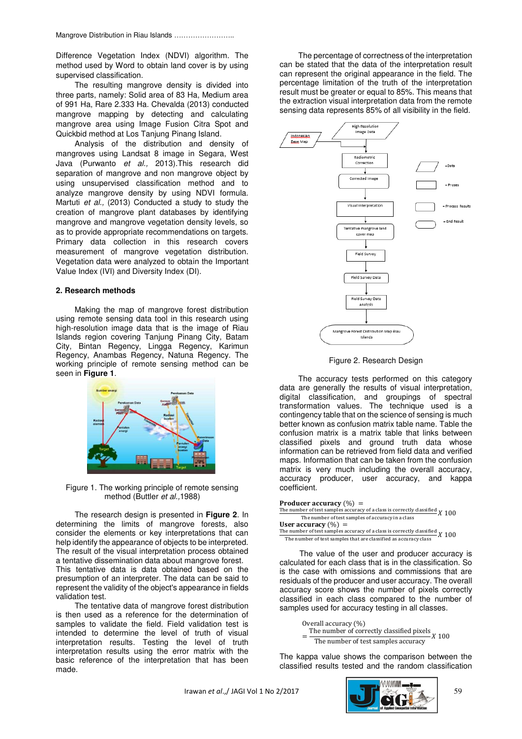Difference Vegetation Index (NDVI) algorithm. The method used by Word to obtain land cover is by using supervised classification.

The resulting mangrove density is divided into three parts, namely: Solid area of 83 Ha, Medium area of 991 Ha, Rare 2.333 Ha. Chevalda (2013) conducted mangrove mapping by detecting and calculating mangrove area using Image Fusion Citra Spot and Quickbid method at Los Tanjung Pinang Island.

Analysis of the distribution and density of mangroves using Landsat 8 image in Segara, West Java (Purwanto *et al.,* 2013).This research did separation of mangrove and non mangrove object by using unsupervised classification method and to analyze mangrove density by using NDVI formula. Martuti *et al.,* (2013) Conducted a study to study the creation of mangrove plant databases by identifying mangrove and mangrove vegetation density levels, so as to provide appropriate recommendations on targets. Primary data collection in this research covers measurement of mangrove vegetation distribution. Vegetation data were analyzed to obtain the Important Value Index (IVI) and Diversity Index (DI).

## 2. Research methods

Making the map of mangrove forest distribution using remote sensing data tool in this research using high-resolution image data that is the image of Riau Islands region covering Tanjung Pinang City, Batam City, Bintan Regency, Lingga Regency, Karimun Regency, Anambas Regency, Natuna Regency. The working principle of remote sensing method can be seen in **Figure 1**.

Figure 1. The working principle of remote sensing method (Buttler *et al.,*1988)

The research design is presented in **Figure 2**. In determining the limits of mangrove forests, also consider the elements or key interpretations that can help identify the appearance of objects to be interpreted. The result of the visual interpretation process obtained a tentative dissemination data about mangrove forest. This tentative data is data obtained based on the presumption of an interpreter. The data can be said to represent the validity of the object's appearance in fields validation test.

The tentative data of mangrove forest distribution is then used as a reference for the determination of samples to validate the field. Field validation test is intended to determine the level of truth of visual interpretation results. Testing the level of truth interpretation results using the error matrix with the basic reference of the interpretation that has been made.

The percentage of correctness of the interpretation can be stated that the data of the interpretation result can represent the original appearance in the field. The percentage limitation of the truth of the interpretation result must be greater or equal to 85%. This means that the extraction visual interpretation data from the remote sensing data represents 85% of all visibility in the field.

Figure 2. Research Design

The accuracy tests performed on this category data are generally the results of visual interpretation, digital classification, and groupings of spectral transformation values. The technique used is a contingency table that on the science of sensing is much better known as confusion matrix table name. Table the confusion matrix is a matrix table that links between classified pixels and ground truth data whose information can be retrieved from field data and verified maps. Information that can be taken from the confusion matrix is very much including the overall accuracy, accuracy producer, user accuracy, and kappa coefficient.

$$\textbf{Producer accuracy}\ (\%) = \frac{\text{The number of test samples accuracy of a class is correctly classified}}{\text{The number of test samples of accuracy in a class}} X\ 100$$

$$\textbf{User accuracy}\ (\%) = \frac{\text{The number of test samples accuracy of a class is correctly classified}}{\text{The number of test samples that are classified as accuracy class}} X\ 100$$

The value of the user and producer accuracy is calculated for each class that is in the classification. So is the case with omissions and commissions that are residuals of the producer and user accuracy. The overall accuracy score shows the number of pixels correctly classified in each class compared to the number of samples used for accuracy testing in all classes.

$$\text{Overall accuracy}\ (\%) = \frac{\text{The number of correctly classified pixels}}{\text{The number of test samples accuracy}} X\ 100$$

The kappa value shows the comparison between the classified results tested and the random classification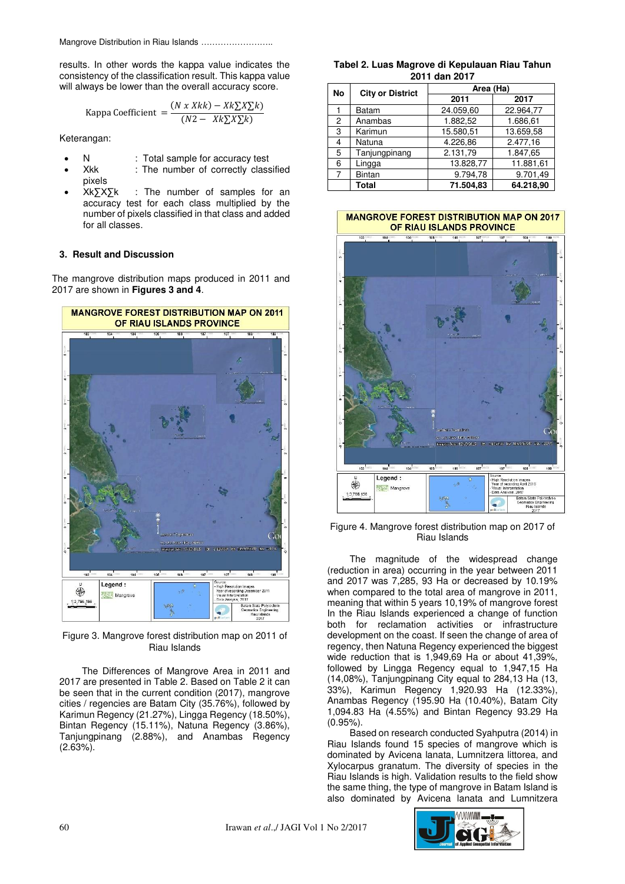results. In other words the kappa value indicates the consistency of the classification result. This kappa value will always be lower than the overall accuracy score.

$$\text{Kappa Coefficient} = \frac{(N \; x \; Xkk) - Xk\sum X\sum k)}{(N2 - \; Xk\sum X\sum k)}$$

Keterangan:

- N : Total sample for accuracy test
- Xkk : The number of correctly classified pixels
- Xk∑X∑k : The number of samples for an accuracy test for each class multiplied by the number of pixels classified in that class and added for all classes.

### 3. Result and Discussion

The mangrove distribution maps produced in 2011 and 2017 are shown in **Figures 3 and 4**.

Figure 3. Mangrove forest distribution map on 2011 of Riau Islands

The Differences of Mangrove Area in 2011 and 2017 are presented in Table 2. Based on Table 2 it can be seen that in the current condition (2017), mangrove cities / regencies are Batam City (35.76%), followed by Karimun Regency (21.27%), Lingga Regency (18.50%), Bintan Regency (15.11%), Natuna Regency (3.86%), Tanjungpinang (2.88%), and Anambas Regency (2.63%).

**Tabel 2. Luas Magrove di Kepulauan Riau Tahun 2011 dan 2017**

| No | City or District | Area (Ha) | |
|---|---|---|---|
| | | 2011 | 2017 |
| 1 | Batam | 24.059,60 | 22.964,77 |
| 2 | Anambas | 1.882,52 | 1.686,61 |
| 3 | Karimun | 15.580,51 | 13.659,58 |
| 4 | Natuna | 4.226,86 | 2.477,16 |
| 5 | Tanjungpinang | 2.131,79 | 1.847,65 |
| 6 | Lingga | 13.828,77 | 11.881,61 |
| 7 | Bintan | 9.794,78 | 9.701,49 |
| | **Total** | **71.504,83** | **64.218,90** |

Figure 4. Mangrove forest distribution map on 2017 of Riau Islands

The magnitude of the widespread change (reduction in area) occurring in the year between 2011 and 2017 was 7,285, 93 Ha or decreased by 10.19% when compared to the total area of mangrove in 2011, meaning that within 5 years 10,19% of mangrove forest In the Riau Islands experienced a change of function both for reclamation activities or infrastructure development on the coast. If seen the change of area of regency, then Natuna Regency experienced the biggest wide reduction that is 1,949,69 Ha or about 41,39%, followed by Lingga Regency equal to 1,947,15 Ha (14,08%), Tanjungpinang City equal to 284,13 Ha (13, 33%), Karimun Regency 1,920.93 Ha (12.33%), Anambas Regency (195.90 Ha (10.40%), Batam City 1,094.83 Ha (4.55%) and Bintan Regency 93.29 Ha (0.95%).

Based on research conducted Syahputra (2014) in Riau Islands found 15 species of mangrove which is dominated by Avicena lanata, Lumnitzera littorea, and Xylocarpus granatum. The diversity of species in the Riau Islands is high. Validation results to the field show the same thing, the type of mangrove in Batam Island is also dominated by Avicena lanata and Lumnitzera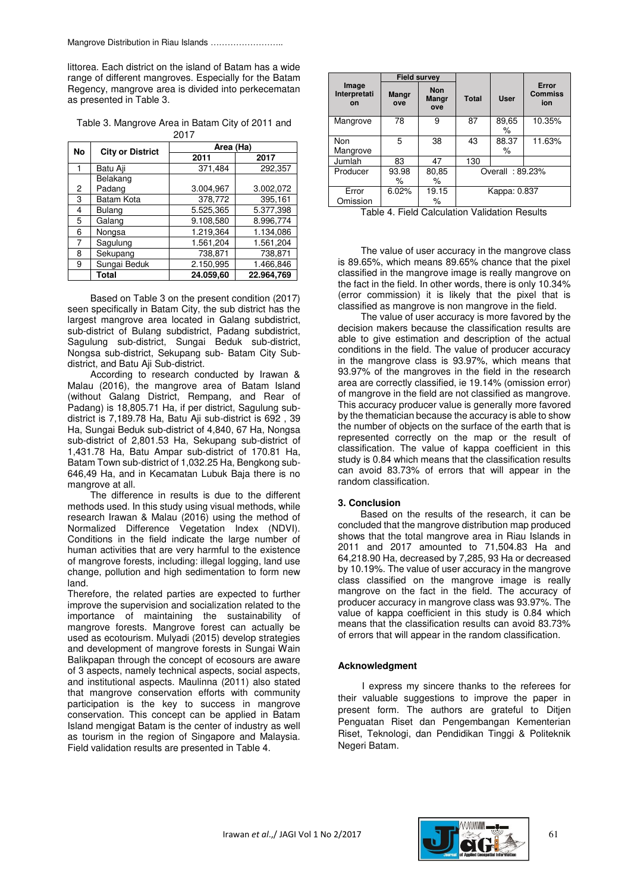littorea. Each district on the island of Batam has a wide range of different mangroves. Especially for the Batam Regency, mangrove area is divided into perkecematan as presented in Table 3.

Table 3. Mangrove Area in Batam City of 2011 and 2017

| No | City or District | Area (Ha) | |
|---|---|---|---|
| | | 2011 | 2017 |
| 1 | Batu Aji | 371,484 | 292,357 |
| 2 | Belakang Padang | 3.004,967 | 3.002,072 |
| 3 | Batam Kota | 378,772 | 395,161 |
| 4 | Bulang | 5.525,365 | 5.377,398 |
| 5 | Galang | 9.108,580 | 8.996,774 |
| 6 | Nongsa | 1.219,364 | 1.134,086 |
| 7 | Sagulung | 1.561,204 | 1.561,204 |
| 8 | Sekupang | 738,871 | 738,871 |
| 9 | Sungai Beduk | 2.150,995 | 1.466,846 |
| | **Total** | **24.059,60** | **22.964,769** |

Based on Table 3 on the present condition (2017) seen specifically in Batam City, the sub district has the largest mangrove area located in Galang subdistrict, sub-district of Bulang subdistrict, Padang subdistrict, Sagulung sub-district, Sungai Beduk sub-district, Nongsa sub-district, Sekupang sub- Batam City Sub-district, and Batu Aji Sub-district.

According to research conducted by Irawan & Malau (2016), the mangrove area of Batam Island (without Galang District, Rempang, and Rear of Padang) is 18,805.71 Ha, if per district, Sagulung sub-district is 7,189.78 Ha, Batu Aji sub-district is 692 , 39 Ha, Sungai Beduk sub-district of 4,840, 67 Ha, Nongsa sub-district of 2,801.53 Ha, Sekupang sub-district of 1,431.78 Ha, Batu Ampar sub-district of 170.81 Ha, Batam Town sub-district of 1,032.25 Ha, Bengkong sub-646,49 Ha, and in Kecamatan Lubuk Baja there is no mangrove at all.

The difference in results is due to the different methods used. In this study using visual methods, while research Irawan & Malau (2016) using the method of Normalized Difference Vegetation Index (NDVI). Conditions in the field indicate the large number of human activities that are very harmful to the existence of mangrove forests, including: illegal logging, land use change, pollution and high sedimentation to form new land.

Therefore, the related parties are expected to further improve the supervision and socialization related to the importance of maintaining the sustainability of mangrove forests. Mangrove forest can actually be used as ecotourism. Mulyadi (2015) develop strategies and development of mangrove forests in Sungai Wain Balikpapan through the concept of ecosours are aware of 3 aspects, namely technical aspects, social aspects, and institutional aspects. Maulinna (2011) also stated that mangrove conservation efforts with community participation is the key to success in mangrove conservation. This concept can be applied in Batam Island mengigat Batam is the center of industry as well as tourism in the region of Singapore and Malaysia. Field validation results are presented in Table 4.

| Image Interpretation | Field survey | | Total | User | Error Commission |
|---|---|---|---|---|---|
| | Mangrove | Non Mangrove | | | |
| Mangrove | 78 | 9 | 87 | 89,65 % | 10.35% |
| Non Mangrove | 5 | 38 | 43 | 88.37 % | 11.63% |
| Jumlah | 83 | 47 | 130 | | |
| Producer | 93.98 % | 80,85 % | Overall : 89.23% | | |
| Error Omission | 6.02% | 19.15 % | Kappa: 0.837 | | |

Table 4. Field Calculation Validation Results

The value of user accuracy in the mangrove class is 89.65%, which means 89.65% chance that the pixel classified in the mangrove image is really mangrove on the fact in the field. In other words, there is only 10.34% (error commission) it is likely that the pixel that is classified as mangrove is non mangrove in the field.

The value of user accuracy is more favored by the decision makers because the classification results are able to give estimation and description of the actual conditions in the field. The value of producer accuracy in the mangrove class is 93.97%, which means that 93.97% of the mangroves in the field in the research area are correctly classified, ie 19.14% (omission error) of mangrove in the field are not classified as mangrove. This accuracy producer value is generally more favored by the thematician because the accuracy is able to show the number of objects on the surface of the earth that is represented correctly on the map or the result of classification. The value of kappa coefficient in this study is 0.84 which means that the classification results can avoid 83.73% of errors that will appear in the random classification.

## 3. Conclusion

Based on the results of the research, it can be concluded that the mangrove distribution map produced shows that the total mangrove area in Riau Islands in 2011 and 2017 amounted to 71,504.83 Ha and 64,218.90 Ha, decreased by 7,285, 93 Ha or decreased by 10.19%. The value of user accuracy in the mangrove class classified on the mangrove image is really mangrove on the fact in the field. The accuracy of producer accuracy in mangrove class was 93.97%. The value of kappa coefficient in this study is 0.84 which means that the classification results can avoid 83.73% of errors that will appear in the random classification.

## Acknowledgment

I express my sincere thanks to the referees for their valuable suggestions to improve the paper in present form. The authors are grateful to Ditjen Penguatan Riset dan Pengembangan Kementerian Riset, Teknologi, dan Pendidikan Tinggi & Politeknik Negeri Batam.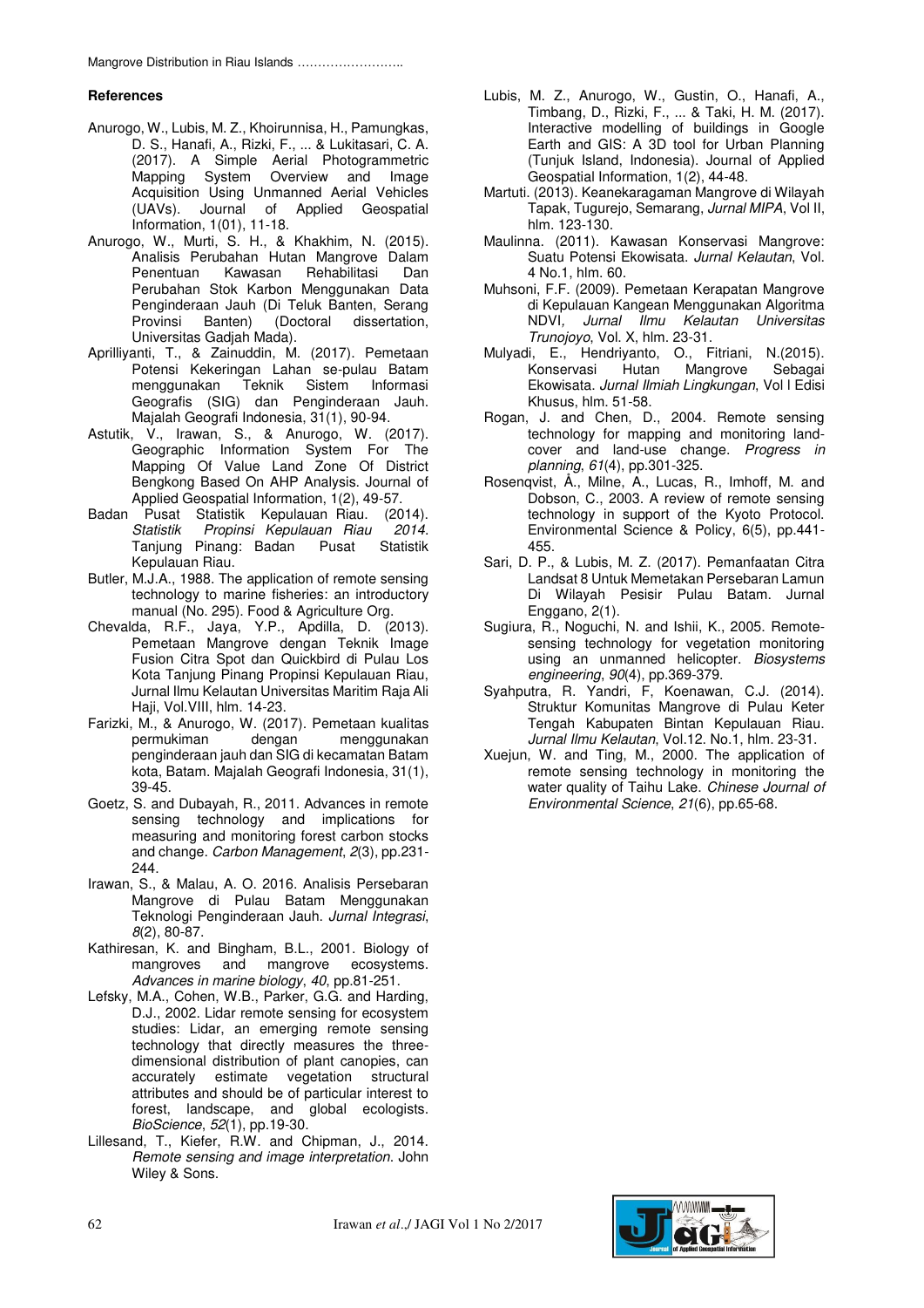## References

Anurogo, W., Lubis, M. Z., Khoirunnisa, H., Pamungkas, D. S., Hanafi, A., Rizki, F., ... & Lukitasari, C. A. (2017). A Simple Aerial Photogrammetric Mapping System Overview and Image Acquisition Using Unmanned Aerial Vehicles (UAVs). Journal of Applied Geospatial Information, 1(01), 11-18.

Anurogo, W., Murti, S. H., & Khakhim, N. (2015). Analisis Perubahan Hutan Mangrove Dalam Penentuan Kawasan Rehabilitasi Dan Perubahan Stok Karbon Menggunakan Data Penginderaan Jauh (Di Teluk Banten, Serang Provinsi Banten) (Doctoral dissertation, Universitas Gadjah Mada).

Aprilliyanti, T., & Zainuddin, M. (2017). Pemetaan Potensi Kekeringan Lahan se-pulau Batam menggunakan Teknik Sistem Informasi Geografis (SIG) dan Penginderaan Jauh. Majalah Geografi Indonesia, 31(1), 90-94.

Astutik, V., Irawan, S., & Anurogo, W. (2017). Geographic Information System For The Mapping Of Value Land Zone Of District Bengkong Based On AHP Analysis. Journal of Applied Geospatial Information, 1(2), 49-57.

Badan Pusat Statistik Kepulauan Riau. (2014). *Statistik Propinsi Kepulauan Riau 2014*. Tanjung Pinang: Badan Pusat Statistik Kepulauan Riau.

Butler, M.J.A., 1988. The application of remote sensing technology to marine fisheries: an introductory manual (No. 295). Food & Agriculture Org.

Chevalda, R.F., Jaya, Y.P., Apdilla, D. (2013). Pemetaan Mangrove dengan Teknik Image Fusion Citra Spot dan Quickbird di Pulau Los Kota Tanjung Pinang Propinsi Kepulauan Riau, Jurnal Ilmu Kelautan Universitas Maritim Raja Ali Haji, Vol.VIII, hlm. 14-23.

Farizki, M., & Anurogo, W. (2017). Pemetaan kualitas permukiman dengan menggunakan penginderaan jauh dan SIG di kecamatan Batam kota, Batam. Majalah Geografi Indonesia, 31(1), 39-45.

Goetz, S. and Dubayah, R., 2011. Advances in remote sensing technology and implications for measuring and monitoring forest carbon stocks and change. *Carbon Management*, *2*(3), pp.231-244.

Irawan, S., & Malau, A. O. 2016. Analisis Persebaran Mangrove di Pulau Batam Menggunakan Teknologi Penginderaan Jauh. *Jurnal Integrasi*, *8*(2), 80-87.

Kathiresan, K. and Bingham, B.L., 2001. Biology of mangroves and mangrove ecosystems. *Advances in marine biology*, *40*, pp.81-251.

Lefsky, M.A., Cohen, W.B., Parker, G.G. and Harding, D.J., 2002. Lidar remote sensing for ecosystem studies: Lidar, an emerging remote sensing technology that directly measures the three-dimensional distribution of plant canopies, can accurately estimate vegetation structural attributes and should be of particular interest to forest, landscape, and global ecologists. *BioScience*, *52*(1), pp.19-30.

Lillesand, T., Kiefer, R.W. and Chipman, J., 2014. *Remote sensing and image interpretation*. John Wiley & Sons.

Lubis, M. Z., Anurogo, W., Gustin, O., Hanafi, A., Timbang, D., Rizki, F., ... & Taki, H. M. (2017). Interactive modelling of buildings in Google Earth and GIS: A 3D tool for Urban Planning (Tunjuk Island, Indonesia). Journal of Applied Geospatial Information, 1(2), 44-48.

Martuti. (2013). Keanekaragaman Mangrove di Wilayah Tapak, Tugurejo, Semarang, *Jurnal MIPA*, Vol II, hlm. 123-130.

Maulinna. (2011). Kawasan Konservasi Mangrove: Suatu Potensi Ekowisata. *Jurnal Kelautan*, Vol. 4 No.1, hlm. 60.

Muhsoni, F.F. (2009). Pemetaan Kerapatan Mangrove di Kepulauan Kangean Menggunakan Algoritma NDVI, *Jurnal Ilmu Kelautan Universitas Trunojoyo*, Vol. X, hlm. 23-31.

Mulyadi, E., Hendriyanto, O., Fitriani, N.(2015). Konservasi Hutan Mangrove Sebagai Ekowisata. *Jurnal Ilmiah Lingkungan*, Vol I Edisi Khusus, hlm. 51-58.

Rogan, J. and Chen, D., 2004. Remote sensing technology for mapping and monitoring land-cover and land-use change. *Progress in planning*, *61*(4), pp.301-325.

Rosenqvist, Å., Milne, A., Lucas, R., Imhoff, M. and Dobson, C., 2003. A review of remote sensing technology in support of the Kyoto Protocol. Environmental Science & Policy, 6(5), pp.441-455.

Sari, D. P., & Lubis, M. Z. (2017). Pemanfaatan Citra Landsat 8 Untuk Memetakan Persebaran Lamun Di Wilayah Pesisir Pulau Batam. Jurnal Enggano, 2(1).

Sugiura, R., Noguchi, N. and Ishii, K., 2005. Remote-sensing technology for vegetation monitoring using an unmanned helicopter. *Biosystems engineering*, *90*(4), pp.369-379.

Syahputra, R. Yandri, F, Koenawan, C.J. (2014). Struktur Komunitas Mangrove di Pulau Keter Tengah Kabupaten Bintan Kepulauan Riau. *Jurnal Ilmu Kelautan*, Vol.12. No.1, hlm. 23-31.

Xuejun, W. and Ting, M., 2000. The application of remote sensing technology in monitoring the water quality of Taihu Lake. *Chinese Journal of Environmental Science*, *21*(6), pp.65-68.